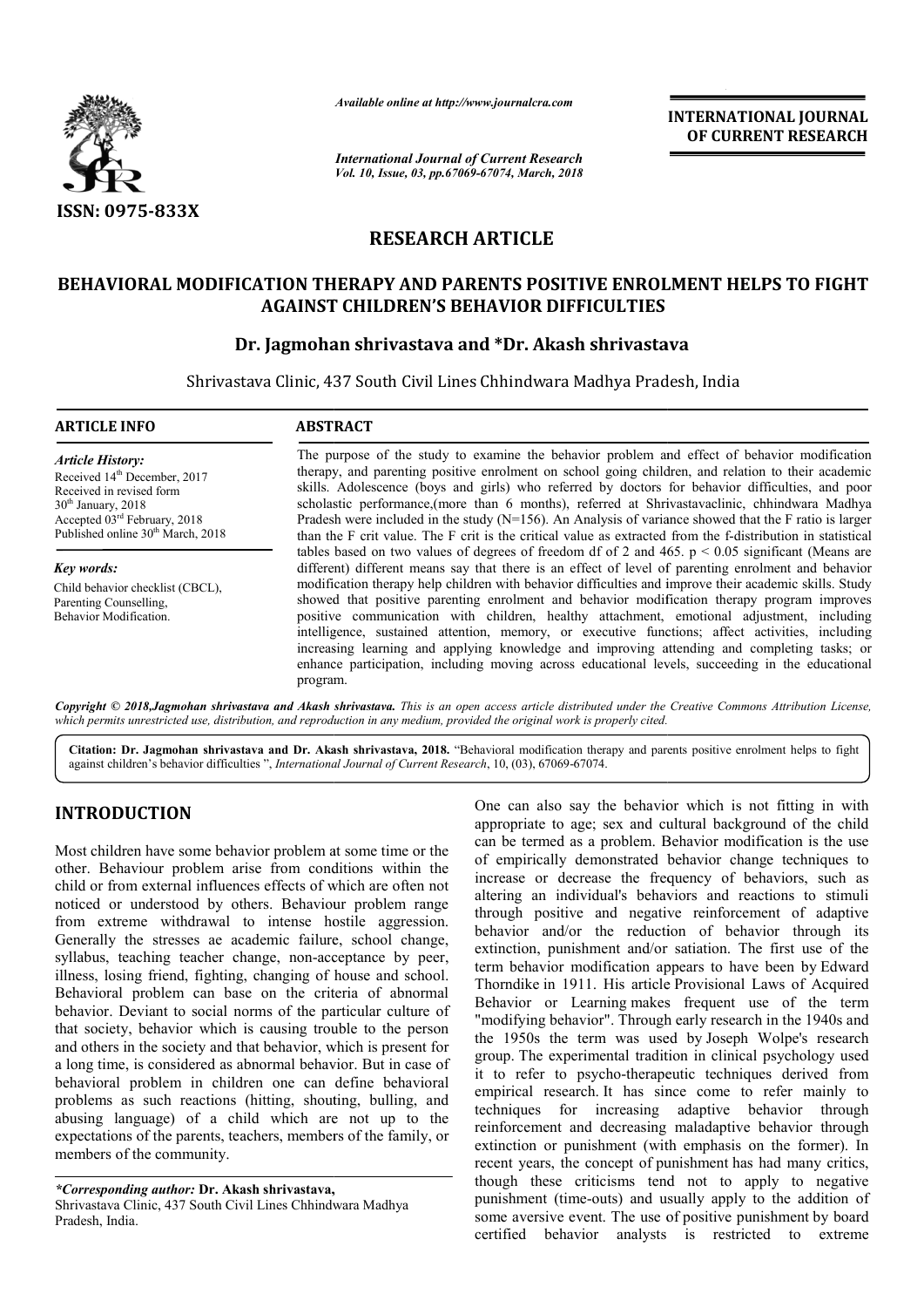ISSN: 0975-833X

*Available online at http://www.journalcra.com*

*International Journal of Current Research*
*Vol. 10, Issue, 03, pp.67069-67074, March, 2018*

**INTERNATIONAL JOURNAL OF CURRENT RESEARCH**

## RESEARCH ARTICLE

# BEHAVIORAL MODIFICATION THERAPY AND PARENTS POSITIVE ENROLMENT HELPS TO FIGHT AGAINST CHILDREN'S BEHAVIOR DIFFICULTIES

### Dr. Jagmohan shrivastava and *Dr. Akash shrivastava

Shrivastava Clinic, 437 South Civil Lines Chhindwara Madhya Pradesh, India

**ARTICLE INFO**

*Article History:*
Received 14th December, 2017
Received in revised form
30th January, 2018
Accepted 03rd February, 2018
Published online 30th March, 2018

*Key words:*
Child behavior checklist (CBCL),
Parenting Counselling,
Behavior Modification.

**ABSTRACT**

The purpose of the study to examine the behavior problem and effect of behavior modification therapy, and parenting positive enrolment on school going children, and relation to their academic skills. Adolescence (boys and girls) who referred by doctors for behavior difficulties, and poor scholastic performance,(more than 6 months), referred at Shrivastavaclinic, chhindwara Madhya Pradesh were included in the study (N=156). An Analysis of variance showed that the F ratio is larger than the F crit value. The F crit is the critical value as extracted from the f-distribution in statistical tables based on two values of degrees of freedom df of 2 and 465. $p < 0.05$ significant (Means are different) different means say that there is an effect of level of parenting enrolment and behavior modification therapy help children with behavior difficulties and improve their academic skills. Study showed that positive parenting enrolment and behavior modification therapy program improves positive communication with children, healthy attachment, emotional adjustment, including intelligence, sustained attention, memory, or executive functions; affect activities, including increasing learning and applying knowledge and improving attending and completing tasks; or enhance participation, including moving across educational levels, succeeding in the educational program.

*Copyright © 2018,Jagmohan shrivastava and Akash shrivastava. This is an open access article distributed under the Creative Commons Attribution License, which permits unrestricted use, distribution, and reproduction in any medium, provided the original work is properly cited.*

**Citation: Dr. Jagmohan shrivastava and Dr. Akash shrivastava, 2018.** "Behavioral modification therapy and parents positive enrolment helps to fight against children's behavior difficulties ", *International Journal of Current Research*, 10, (03), 67069-67074.

## INTRODUCTION

Most children have some behavior problem at some time or the other. Behaviour problem arise from conditions within the child or from external influences effects of which are often not noticed or understood by others. Behaviour problem range from extreme withdrawal to intense hostile aggression. Generally the stresses ae academic failure, school change, syllabus, teaching teacher change, non-acceptance by peer, illness, losing friend, fighting, changing of house and school. Behavioral problem can base on the criteria of abnormal behavior. Deviant to social norms of the particular culture of that society, behavior which is causing trouble to the person and others in the society and that behavior, which is present for a long time, is considered as abnormal behavior. But in case of behavioral problem in children one can define behavioral problems as such reactions (hitting, shouting, bulling, and abusing language) of a child which are not up to the expectations of the parents, teachers, members of the family, or members of the community.

One can also say the behavior which is not fitting in with appropriate to age; sex and cultural background of the child can be termed as a problem. Behavior modification is the use of empirically demonstrated behavior change techniques to increase or decrease the frequency of behaviors, such as altering an individual's behaviors and reactions to stimuli through positive and negative reinforcement of adaptive behavior and/or the reduction of behavior through its extinction, punishment and/or satiation. The first use of the term behavior modification appears to have been by Edward Thorndike in 1911. His article Provisional Laws of Acquired Behavior or Learning makes frequent use of the term "modifying behavior". Through early research in the 1940s and the 1950s the term was used by Joseph Wolpe's research group. The experimental tradition in clinical psychology used it to refer to psycho-therapeutic techniques derived from empirical research. It has since come to refer mainly to techniques for increasing adaptive behavior through reinforcement and decreasing maladaptive behavior through extinction or punishment (with emphasis on the former). In recent years, the concept of punishment has had many critics, though these criticisms tend not to apply to negative punishment (time-outs) and usually apply to the addition of some aversive event. The use of positive punishment by board certified behavior analysts is restricted to extreme

*\*Corresponding author:* **Dr. Akash shrivastava,**
Shrivastava Clinic, 437 South Civil Lines Chhindwara Madhya Pradesh, India.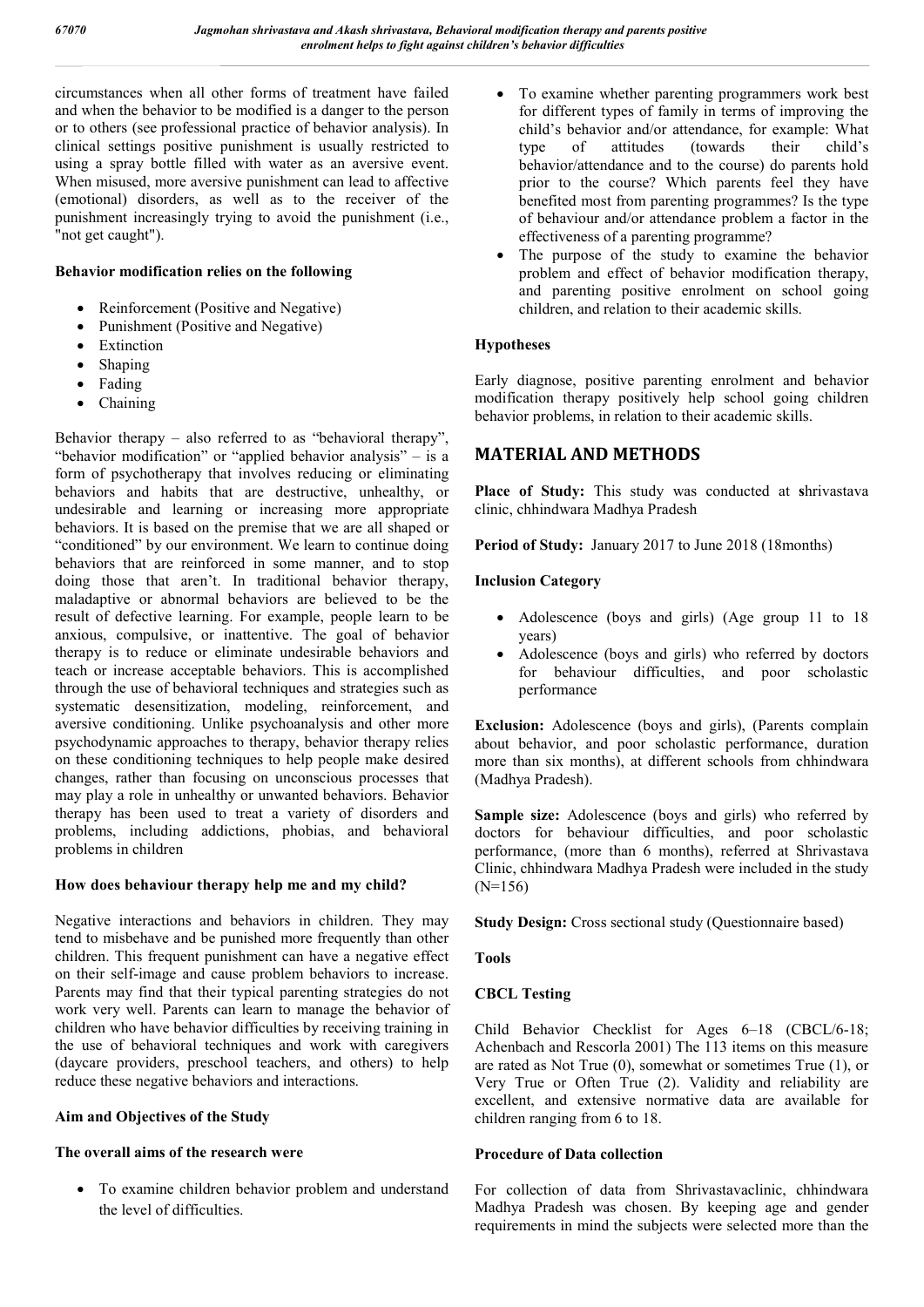circumstances when all other forms of treatment have failed and when the behavior to be modified is a danger to the person or to others (see professional practice of behavior analysis). In clinical settings positive punishment is usually restricted to using a spray bottle filled with water as an aversive event. When misused, more aversive punishment can lead to affective (emotional) disorders, as well as to the receiver of the punishment increasingly trying to avoid the punishment (i.e., "not get caught").

**Behavior modification relies on the following**

- Reinforcement (Positive and Negative)
- Punishment (Positive and Negative)
- Extinction
- Shaping
- Fading
- Chaining

Behavior therapy – also referred to as "behavioral therapy", "behavior modification" or "applied behavior analysis" – is a form of psychotherapy that involves reducing or eliminating behaviors and habits that are destructive, unhealthy, or undesirable and learning or increasing more appropriate behaviors. It is based on the premise that we are all shaped or "conditioned" by our environment. We learn to continue doing behaviors that are reinforced in some manner, and to stop doing those that aren't. In traditional behavior therapy, maladaptive or abnormal behaviors are believed to be the result of defective learning. For example, people learn to be anxious, compulsive, or inattentive. The goal of behavior therapy is to reduce or eliminate undesirable behaviors and teach or increase acceptable behaviors. This is accomplished through the use of behavioral techniques and strategies such as systematic desensitization, modeling, reinforcement, and aversive conditioning. Unlike psychoanalysis and other more psychodynamic approaches to therapy, behavior therapy relies on these conditioning techniques to help people make desired changes, rather than focusing on unconscious processes that may play a role in unhealthy or unwanted behaviors. Behavior therapy has been used to treat a variety of disorders and problems, including addictions, phobias, and behavioral problems in children

**How does behaviour therapy help me and my child?**

Negative interactions and behaviors in children. They may tend to misbehave and be punished more frequently than other children. This frequent punishment can have a negative effect on their self-image and cause problem behaviors to increase. Parents may find that their typical parenting strategies do not work very well. Parents can learn to manage the behavior of children who have behavior difficulties by receiving training in the use of behavioral techniques and work with caregivers (daycare providers, preschool teachers, and others) to help reduce these negative behaviors and interactions.

**Aim and Objectives of the Study**

**The overall aims of the research were**

- To examine children behavior problem and understand the level of difficulties.
- To examine whether parenting programmers work best for different types of family in terms of improving the child's behavior and/or attendance, for example: What type of attitudes (towards their child's behavior/attendance and to the course) do parents hold prior to the course? Which parents feel they have benefited most from parenting programmes? Is the type of behaviour and/or attendance problem a factor in the effectiveness of a parenting programme?
- The purpose of the study to examine the behavior problem and effect of behavior modification therapy, and parenting positive enrolment on school going children, and relation to their academic skills.

**Hypotheses**

Early diagnose, positive parenting enrolment and behavior modification therapy positively help school going children behavior problems, in relation to their academic skills.

## MATERIAL AND METHODS

**Place of Study:** This study was conducted at **s**hrivastava clinic, chhindwara Madhya Pradesh

**Period of Study:** January 2017 to June 2018 (18months)

**Inclusion Category**

- Adolescence (boys and girls) (Age group 11 to 18 years)
- Adolescence (boys and girls) who referred by doctors for behaviour difficulties, and poor scholastic performance

**Exclusion:** Adolescence (boys and girls), (Parents complain about behavior, and poor scholastic performance, duration more than six months), at different schools from chhindwara (Madhya Pradesh).

**Sample size:** Adolescence (boys and girls) who referred by doctors for behaviour difficulties, and poor scholastic performance, (more than 6 months), referred at Shrivastava Clinic, chhindwara Madhya Pradesh were included in the study (N=156)

**Study Design:** Cross sectional study (Questionnaire based)

**Tools**

**CBCL Testing**

Child Behavior Checklist for Ages 6–18 (CBCL/6-18; Achenbach and Rescorla 2001) The 113 items on this measure are rated as Not True (0), somewhat or sometimes True (1), or Very True or Often True (2). Validity and reliability are excellent, and extensive normative data are available for children ranging from 6 to 18.

**Procedure of Data collection**

For collection of data from Shrivastavaclinic, chhindwara Madhya Pradesh was chosen. By keeping age and gender requirements in mind the subjects were selected more than the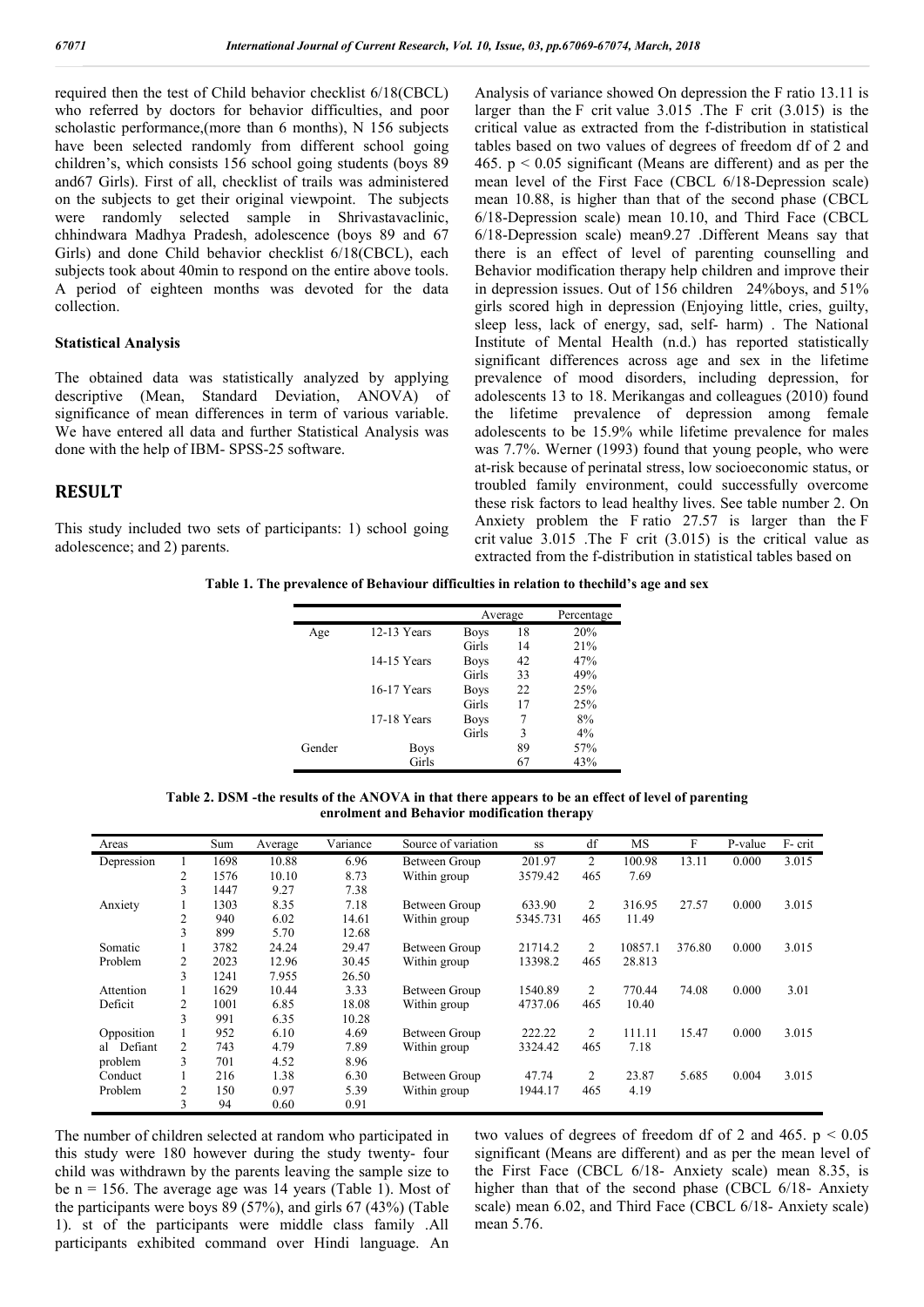required then the test of Child behavior checklist 6/18(CBCL) who referred by doctors for behavior difficulties, and poor scholastic performance,(more than 6 months), N 156 subjects have been selected randomly from different school going children's, which consists 156 school going students (boys 89 and67 Girls). First of all, checklist of trails was administered on the subjects to get their original viewpoint. The subjects were randomly selected sample in Shrivastavaclinic, chhindwara Madhya Pradesh, adolescence (boys 89 and 67 Girls) and done Child behavior checklist 6/18(CBCL), each subjects took about 40min to respond on the entire above tools. A period of eighteen months was devoted for the data collection.

### Statistical Analysis

The obtained data was statistically analyzed by applying descriptive (Mean, Standard Deviation, ANOVA) of significance of mean differences in term of various variable. We have entered all data and further Statistical Analysis was done with the help of IBM- SPSS-25 software.

## RESULT

This study included two sets of participants: 1) school going adolescence; and 2) parents.

The number of children selected at random who participated in this study were 180 however during the study twenty- four child was withdrawn by the parents leaving the sample size to be n = 156. The average age was 14 years (Table 1). Most of the participants were boys 89 (57%), and girls 67 (43%) (Table 1). st of the participants were middle class family .All participants exhibited command over Hindi language. An Analysis of variance showed On depression the F ratio 13.11 is larger than the F crit value 3.015 .The F crit (3.015) is the critical value as extracted from the f-distribution in statistical tables based on two values of degrees of freedom df of 2 and 465. $p < 0.05$ significant (Means are different) and as per the mean level of the First Face (CBCL 6/18-Depression scale) mean 10.88, is higher than that of the second phase (CBCL 6/18-Depression scale) mean 10.10, and Third Face (CBCL 6/18-Depression scale) mean9.27 .Different Means say that there is an effect of level of parenting counselling and Behavior modification therapy help children and improve their in depression issues. Out of 156 children 24%boys, and 51% girls scored high in depression (Enjoying little, cries, guilty, sleep less, lack of energy, sad, self- harm) . The National Institute of Mental Health (n.d.) has reported statistically significant differences across age and sex in the lifetime prevalence of mood disorders, including depression, for adolescents 13 to 18. Merikangas and colleagues (2010) found the lifetime prevalence of depression among female adolescents to be 15.9% while lifetime prevalence for males was 7.7%. Werner (1993) found that young people, who were at-risk because of perinatal stress, low socioeconomic status, or troubled family environment, could successfully overcome these risk factors to lead healthy lives. See table number 2. On Anxiety problem the F ratio 27.57 is larger than the F crit value 3.015 .The F crit (3.015) is the critical value as extracted from the f-distribution in statistical tables based on two values of degrees of freedom df of 2 and 465. $p < 0.05$ significant (Means are different) and as per the mean level of the First Face (CBCL 6/18- Anxiety scale) mean 8.35, is higher than that of the second phase (CBCL 6/18- Anxiety scale) mean 6.02, and Third Face (CBCL 6/18- Anxiety scale) mean 5.76.

**Table 1. The prevalence of Behaviour difficulties in relation to thechild's age and sex**

| | | Average | | Percentage |
|---|---|---|---|---|
| Age | 12-13 Years | Boys | 18 | 20% |
| | | Girls | 14 | 21% |
| | 14-15 Years | Boys | 42 | 47% |
| | | Girls | 33 | 49% |
| | 16-17 Years | Boys | 22 | 25% |
| | | Girls | 17 | 25% |
| | 17-18 Years | Boys | 7 | 8% |
| | | Girls | 3 | 4% |
| Gender | Boys | | 89 | 57% |
| | Girls | | 67 | 43% |

**Table 2. DSM -the results of the ANOVA in that there appears to be an effect of level of parenting enrolment and Behavior modification therapy**

| Areas | | Sum | Average | Variance | Source of variation | ss | df | MS | F | P-value | F- crit |
|---|---|---|---|---|---|---|---|---|---|---|---|
| Depression | 1 | 1698 | 10.88 | 6.96 | Between Group | 201.97 | 2 | 100.98 | 13.11 | 0.000 | 3.015 |
| | 2 | 1576 | 10.10 | 8.73 | Within group | 3579.42 | 465 | 7.69 | | | |
| | 3 | 1447 | 9.27 | 7.38 | | | | | | | |
| Anxiety | 1 | 1303 | 8.35 | 7.18 | Between Group | 633.90 | 2 | 316.95 | 27.57 | 0.000 | 3.015 |
| | 2 | 940 | 6.02 | 14.61 | Within group | 5345.731 | 465 | 11.49 | | | |
| | 3 | 899 | 5.70 | 12.68 | | | | | | | |
| Somatic Problem | 1 | 3782 | 24.24 | 29.47 | Between Group | 21714.2 | 2 | 10857.1 | 376.80 | 0.000 | 3.015 |
| | 2 | 2023 | 12.96 | 30.45 | Within group | 13398.2 | 465 | 28.813 | | | |
| | 3 | 1241 | 7.955 | 26.50 | | | | | | | |
| Attention Deficit | 1 | 1629 | 10.44 | 3.33 | Between Group | 1540.89 | 2 | 770.44 | 74.08 | 0.000 | 3.01 |
| | 2 | 1001 | 6.85 | 18.08 | Within group | 4737.06 | 465 | 10.40 | | | |
| | 3 | 991 | 6.35 | 10.28 | | | | | | | |
| Oppositional Defiant problem | 1 | 952 | 6.10 | 4.69 | Between Group | 222.22 | 2 | 111.11 | 15.47 | 0.000 | 3.015 |
| | 2 | 743 | 4.79 | 7.89 | Within group | 3324.42 | 465 | 7.18 | | | |
| | 3 | 701 | 4.52 | 8.96 | | | | | | | |
| Conduct Problem | 1 | 216 | 1.38 | 6.30 | Between Group | 47.74 | 2 | 23.87 | 5.685 | 0.004 | 3.015 |
| | 2 | 150 | 0.97 | 5.39 | Within group | 1944.17 | 465 | 4.19 | | | |
| | 3 | 94 | 0.60 | 0.91 | | | | | | | |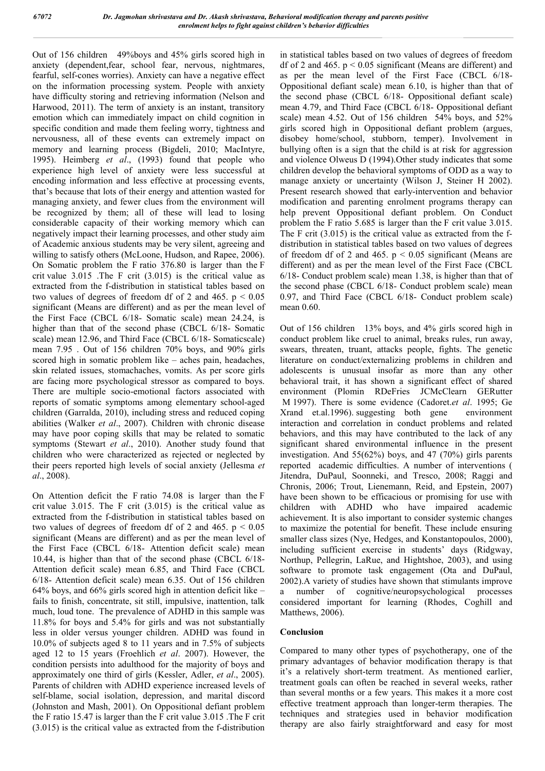Out of 156 children 49%boys and 45% girls scored high in anxiety (dependent,fear, school fear, nervous, nightmares, fearful, self-cones worries). Anxiety can have a negative effect on the information processing system. People with anxiety have difficulty storing and retrieving information (Nelson and Harwood, 2011). The term of anxiety is an instant, transitory emotion which can immediately impact on child cognition in specific condition and made them feeling worry, tightness and nervousness, all of these events can extremely impact on memory and learning process (Bigdeli, 2010; MacIntyre, 1995). Heimberg *et al*., (1993) found that people who experience high level of anxiety were less successful at encoding information and less effective at processing events, that's because that lots of their energy and attention wasted for managing anxiety, and fewer clues from the environment will be recognized by them; all of these will lead to losing considerable capacity of their working memory which can negatively impact their learning processes, and other study aim of Academic anxious students may be very silent, agreeing and willing to satisfy others (McLoone, Hudson, and Rapee, 2006). On Somatic problem the F ratio 376.80 is larger than the F crit value 3.015 .The F crit (3.015) is the critical value as extracted from the f-distribution in statistical tables based on two values of degrees of freedom df of 2 and 465. $p < 0.05$ significant (Means are different) and as per the mean level of the First Face (CBCL 6/18- Somatic scale) mean 24.24, is higher than that of the second phase (CBCL 6/18- Somatic scale) mean 12.96, and Third Face (CBCL 6/18- Somaticscale) mean 7.95 . Out of 156 children 70% boys, and 90% girls scored high in somatic problem like – aches pain, headaches, skin related issues, stomachaches, vomits. As per score girls are facing more psychological stressor as compared to boys. There are multiple socio-emotional factors associated with reports of somatic symptoms among elementary school-aged children (Garralda, 2010), including stress and reduced coping abilities (Walker *et al*., 2007). Children with chronic disease may have poor coping skills that may be related to somatic symptoms (Stewart *et al*., 2010). Another study found that children who were characterized as rejected or neglected by their peers reported high levels of social anxiety (Jellesma *et al*., 2008).

On Attention deficit the F ratio 74.08 is larger than the F crit value 3.015. The F crit (3.015) is the critical value as extracted from the f-distribution in statistical tables based on two values of degrees of freedom df of 2 and 465. $p < 0.05$ significant (Means are different) and as per the mean level of the First Face (CBCL 6/18- Attention deficit scale) mean 10.44, is higher than that of the second phase (CBCL 6/18- Attention deficit scale) mean 6.85, and Third Face (CBCL 6/18- Attention deficit scale) mean 6.35. Out of 156 children 64% boys, and 66% girls scored high in attention deficit like – fails to finish, concentrate, sit still, impulsive, inattention, talk much, loud tone. The prevalence of ADHD in this sample was 11.8% for boys and 5.4% for girls and was not substantially less in older versus younger children. ADHD was found in 10.0% of subjects aged 8 to 11 years and in 7.5% of subjects aged 12 to 15 years (Froehlich *et al*. 2007). However, the condition persists into adulthood for the majority of boys and approximately one third of girls (Kessler, Adler, *et al*., 2005). Parents of children with ADHD experience increased levels of self-blame, social isolation, depression, and marital discord (Johnston and Mash, 2001). On Oppositional defiant problem the F ratio 15.47 is larger than the F crit value 3.015 .The F crit (3.015) is the critical value as extracted from the f-distribution in statistical tables based on two values of degrees of freedom df of 2 and 465. $p < 0.05$ significant (Means are different) and as per the mean level of the First Face (CBCL 6/18- Oppositional defiant scale) mean 6.10, is higher than that of the second phase (CBCL 6/18- Oppositional defiant scale) mean 4.79, and Third Face (CBCL 6/18- Oppositional defiant scale) mean 4.52. Out of 156 children 54% boys, and 52% girls scored high in Oppositional defiant problem (argues, disobey home/school, stubborn, temper). Involvement in bullying often is a sign that the child is at risk for aggression and violence Olweus D (1994).Other study indicates that some children develop the behavioral symptoms of ODD as a way to manage anxiety or uncertainty (Wilson J, Steiner H 2002). Present research showed that early-intervention and behavior modification and parenting enrolment programs therapy can help prevent Oppositional defiant problem. On Conduct problem the F ratio 5.685 is larger than the F crit value 3.015. The F crit (3.015) is the critical value as extracted from the f-distribution in statistical tables based on two values of degrees of freedom df of 2 and 465. $p < 0.05$ significant (Means are different) and as per the mean level of the First Face (CBCL 6/18- Conduct problem scale) mean 1.38, is higher than that of the second phase (CBCL 6/18- Conduct problem scale) mean 0.97, and Third Face (CBCL 6/18- Conduct problem scale) mean 0.60.

Out of 156 children 13% boys, and 4% girls scored high in conduct problem like cruel to animal, breaks rules, run away, swears, threaten, truant, attacks people, fights. The genetic literature on conduct/externalizing problems in children and adolescents is unusual insofar as more than any other behavioral trait, it has shown a significant effect of shared environment (Plomin RDeFries JCMcClearn GERutter M 1997). There is some evidence (Cadoret.*et al*. 1995; Ge Xrand et.al.1996). suggesting both gene environment interaction and correlation in conduct problems and related behaviors, and this may have contributed to the lack of any significant shared environmental influence in the present investigation. And 55(62%) boys, and 47 (70%) girls parents reported academic difficulties. A number of interventions ( Jitendra, DuPaul, Soonneki, and Tresco, 2008; Raggi and Chronis, 2006; Trout, Lienemann, Reid, and Epstein, 2007) have been shown to be efficacious or promising for use with children with ADHD who have impaired academic achievement. It is also important to consider systemic changes to maximize the potential for benefit. These include ensuring smaller class sizes (Nye, Hedges, and Konstantopoulos, 2000), including sufficient exercise in students' days (Ridgway, Northup, Pellegrin, LaRue, and Hightshoe, 2003), and using software to promote task engagement (Ota and DuPaul, 2002).A variety of studies have shown that stimulants improve a number of cognitive/neuropsychological processes considered important for learning (Rhodes, Coghill and Matthews, 2006).

## Conclusion

Compared to many other types of psychotherapy, one of the primary advantages of behavior modification therapy is that it's a relatively short-term treatment. As mentioned earlier, treatment goals can often be reached in several weeks, rather than several months or a few years. This makes it a more cost effective treatment approach than longer-term therapies. The techniques and strategies used in behavior modification therapy are also fairly straightforward and easy for most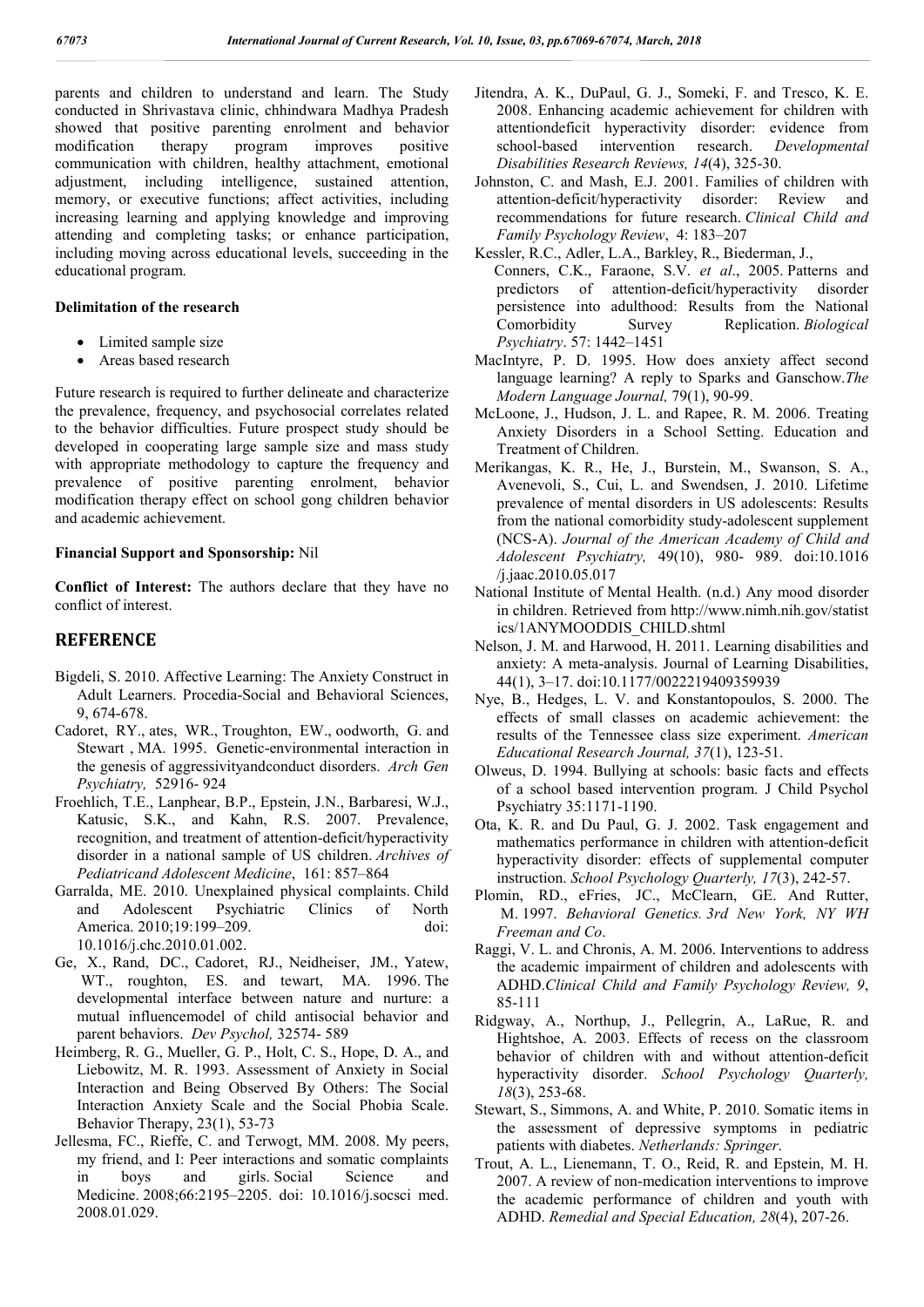parents and children to understand and learn. The Study conducted in Shrivastava clinic, chhindwara Madhya Pradesh showed that positive parenting enrolment and behavior modification therapy program improves positive communication with children, healthy attachment, emotional adjustment, including intelligence, sustained attention, memory, or executive functions; affect activities, including increasing learning and applying knowledge and improving attending and completing tasks; or enhance participation, including moving across educational levels, succeeding in the educational program.

**Delimitation of the research**

- Limited sample size
- Areas based research

Future research is required to further delineate and characterize the prevalence, frequency, and psychosocial correlates related to the behavior difficulties. Future prospect study should be developed in cooperating large sample size and mass study with appropriate methodology to capture the frequency and prevalence of positive parenting enrolment, behavior modification therapy effect on school gong children behavior and academic achievement.

**Financial Support and Sponsorship:** Nil

**Conflict of Interest:** The authors declare that they have no conflict of interest.

## REFERENCE

Bigdeli, S. 2010. Affective Learning: The Anxiety Construct in Adult Learners. Procedia-Social and Behavioral Sciences, 9, 674-678.

Cadoret, RY., ates, WR., Troughton, EW., oodworth, G. and Stewart , MA. 1995. Genetic-environmental interaction in the genesis of aggressivityandconduct disorders. *Arch Gen Psychiatry,* 52916- 924

Froehlich, T.E., Lanphear, B.P., Epstein, J.N., Barbaresi, W.J., Katusic, S.K., and Kahn, R.S. 2007. Prevalence, recognition, and treatment of attention-deficit/hyperactivity disorder in a national sample of US children. *Archives of Pediatricand Adolescent Medicine*, 161: 857–864

Garralda, ME. 2010. Unexplained physical complaints. Child and Adolescent Psychiatric Clinics of North America. 2010;19:199–209. doi: 10.1016/j.chc.2010.01.002.

Ge, X., Rand, DC., Cadoret, RJ., Neidheiser, JM., Yatew, WT., roughton, ES. and tewart, MA. 1996. The developmental interface between nature and nurture: a mutual influencemodel of child antisocial behavior and parent behaviors. *Dev Psychol,* 32574- 589

Heimberg, R. G., Mueller, G. P., Holt, C. S., Hope, D. A., and Liebowitz, M. R. 1993. Assessment of Anxiety in Social Interaction and Being Observed By Others: The Social Interaction Anxiety Scale and the Social Phobia Scale. Behavior Therapy, 23(1), 53-73

Jellesma, FC., Rieffe, C. and Terwogt, MM. 2008. My peers, my friend, and I: Peer interactions and somatic complaints in boys and girls. Social Science and Medicine. 2008;66:2195–2205. doi: 10.1016/j.socsci med. 2008.01.029.

Jitendra, A. K., DuPaul, G. J., Someki, F. and Tresco, K. E. 2008. Enhancing academic achievement for children with attentiondeficit hyperactivity disorder: evidence from school-based intervention research. *Developmental Disabilities Research Reviews, 14*(4), 325-30.

Johnston, C. and Mash, E.J. 2001. Families of children with attention-deficit/hyperactivity disorder: Review and recommendations for future research. *Clinical Child and Family Psychology Review*, 4: 183–207

Kessler, R.C., Adler, L.A., Barkley, R., Biederman, J., Conners, C.K., Faraone, S.V. *et al*., 2005. Patterns and predictors of attention-deficit/hyperactivity disorder persistence into adulthood: Results from the National Comorbidity Survey Replication. *Biological Psychiatry*. 57: 1442–1451

MacIntyre, P. D. 1995. How does anxiety affect second language learning? A reply to Sparks and Ganschow.*The Modern Language Journal,* 79(1), 90-99.

McLoone, J., Hudson, J. L. and Rapee, R. M. 2006. Treating Anxiety Disorders in a School Setting. Education and Treatment of Children.

Merikangas, K. R., He, J., Burstein, M., Swanson, S. A., Avenevoli, S., Cui, L. and Swendsen, J. 2010. Lifetime prevalence of mental disorders in US adolescents: Results from the national comorbidity study-adolescent supplement (NCS-A). *Journal of the American Academy of Child and Adolescent Psychiatry,* 49(10), 980- 989. doi:10.1016 /j.jaac.2010.05.017

National Institute of Mental Health. (n.d.) Any mood disorder in children. Retrieved from http://www.nimh.nih.gov/statist ics/1ANYMOODDIS_CHILD.shtml

Nelson, J. M. and Harwood, H. 2011. Learning disabilities and anxiety: A meta-analysis. Journal of Learning Disabilities, 44(1), 3–17. doi:10.1177/0022219409359939

Nye, B., Hedges, L. V. and Konstantopoulos, S. 2000. The effects of small classes on academic achievement: the results of the Tennessee class size experiment. *American Educational Research Journal, 37*(1), 123-51.

Olweus, D. 1994. Bullying at schools: basic facts and effects of a school based intervention program. J Child Psychol Psychiatry 35:1171-1190.

Ota, K. R. and Du Paul, G. J. 2002. Task engagement and mathematics performance in children with attention-deficit hyperactivity disorder: effects of supplemental computer instruction. *School Psychology Quarterly, 17*(3), 242-57.

Plomin, RD., eFries, JC., McClearn, GE. And Rutter, M. 1997. *Behavioral Genetics. 3rd New York, NY WH Freeman and Co*.

Raggi, V. L. and Chronis, A. M. 2006. Interventions to address the academic impairment of children and adolescents with ADHD.*Clinical Child and Family Psychology Review, 9*, 85-111

Ridgway, A., Northup, J., Pellegrin, A., LaRue, R. and Hightshoe, A. 2003. Effects of recess on the classroom behavior of children with and without attention-deficit hyperactivity disorder. *School Psychology Quarterly, 18*(3), 253-68.

Stewart, S., Simmons, A. and White, P. 2010. Somatic items in the assessment of depressive symptoms in pediatric patients with diabetes. *Netherlands: Springer*.

Trout, A. L., Lienemann, T. O., Reid, R. and Epstein, M. H. 2007. A review of non-medication interventions to improve the academic performance of children and youth with ADHD. *Remedial and Special Education, 28*(4), 207-26.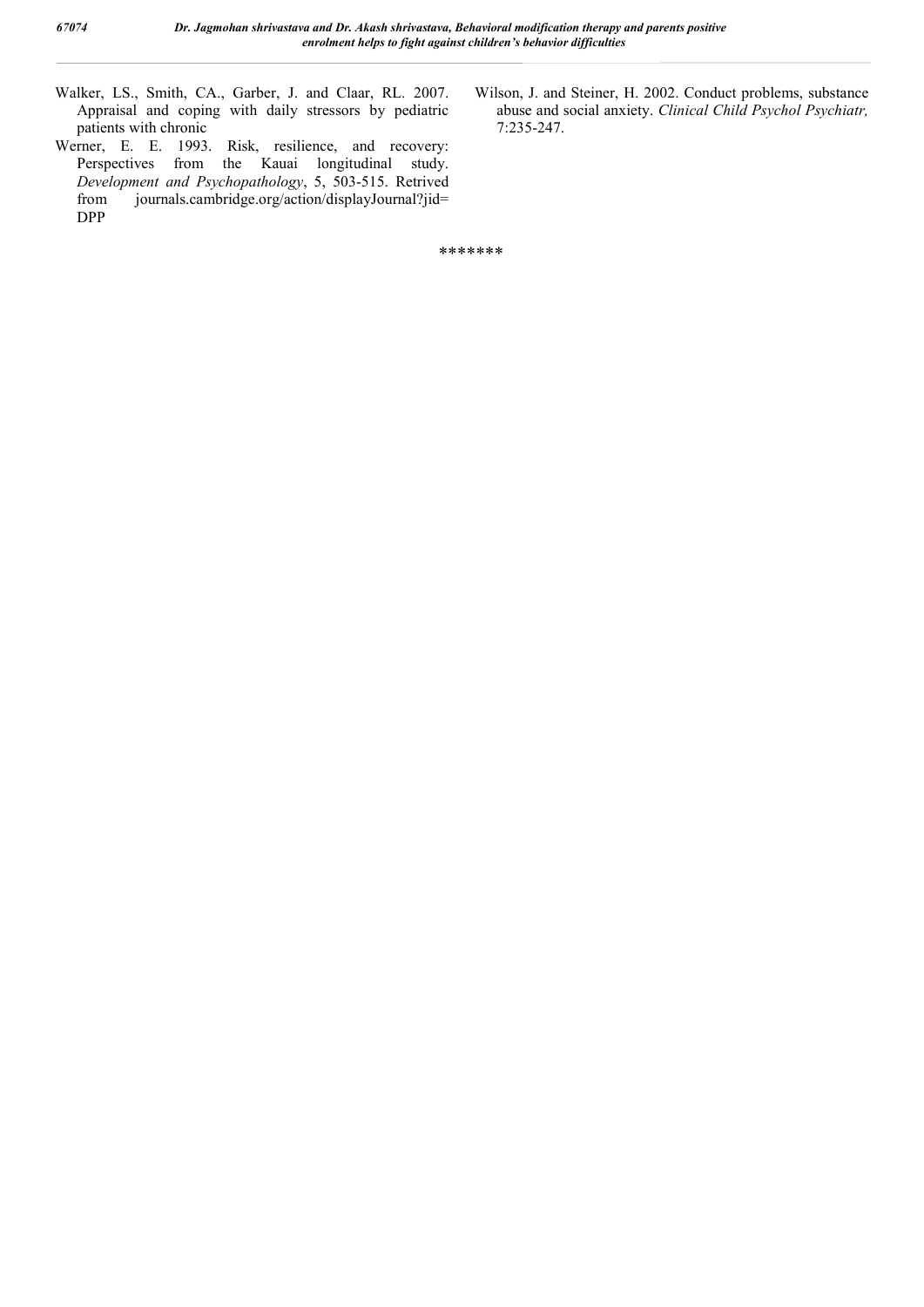Walker, LS., Smith, CA., Garber, J. and Claar, RL. 2007. Appraisal and coping with daily stressors by pediatric patients with chronic

Werner, E. E. 1993. Risk, resilience, and recovery: Perspectives from the Kauai longitudinal study. *Development and Psychopathology*, 5, 503-515. Retrived from journals.cambridge.org/action/displayJournal?jid= DPP

Wilson, J. and Steiner, H. 2002. Conduct problems, substance abuse and social anxiety. *Clinical Child Psychol Psychiatr,* 7:235-247.

*******